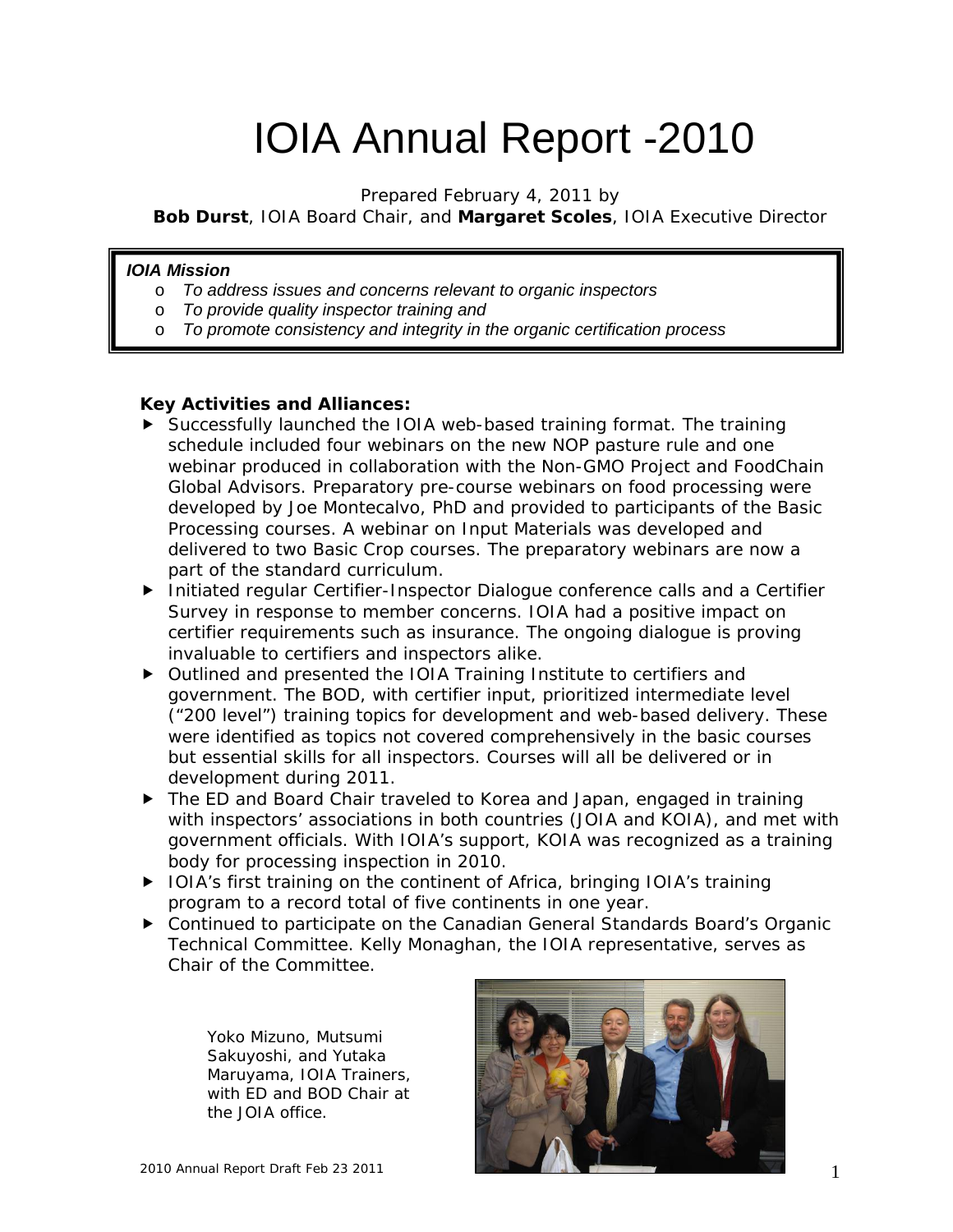# IOIA Annual Report -2010

Prepared February 4, 2011 by
**Bob Durst**, IOIA Board Chair, and **Margaret Scoles**, IOIA Executive Director

***IOIA Mission***

- *To address issues and concerns relevant to organic inspectors*
- *To provide quality inspector training and*
- *To promote consistency and integrity in the organic certification process*

**Key Activities and Alliances:**

- Successfully launched the IOIA web-based training format. The training schedule included four webinars on the new NOP pasture rule and one webinar produced in collaboration with the Non-GMO Project and FoodChain Global Advisors. Preparatory pre-course webinars on food processing were developed by Joe Montecalvo, PhD and provided to participants of the Basic Processing courses. A webinar on Input Materials was developed and delivered to two Basic Crop courses. The preparatory webinars are now a part of the standard curriculum.
- Initiated regular Certifier-Inspector Dialogue conference calls and a Certifier Survey in response to member concerns. IOIA had a positive impact on certifier requirements such as insurance. The ongoing dialogue is proving invaluable to certifiers and inspectors alike.
- Outlined and presented the IOIA Training Institute to certifiers and government. The BOD, with certifier input, prioritized intermediate level ("200 level") training topics for development and web-based delivery. These were identified as topics not covered comprehensively in the basic courses but essential skills for all inspectors. Courses will all be delivered or in development during 2011.
- The ED and Board Chair traveled to Korea and Japan, engaged in training with inspectors' associations in both countries (JOIA and KOIA), and met with government officials. With IOIA's support, KOIA was recognized as a training body for processing inspection in 2010.
- IOIA's first training on the continent of Africa, bringing IOIA's training program to a record total of five continents in one year.
- Continued to participate on the Canadian General Standards Board's Organic Technical Committee. Kelly Monaghan, the IOIA representative, serves as Chair of the Committee.

Yoko Mizuno, Mutsumi Sakuyoshi, and Yutaka Maruyama, IOIA Trainers, with ED and BOD Chair at the JOIA office.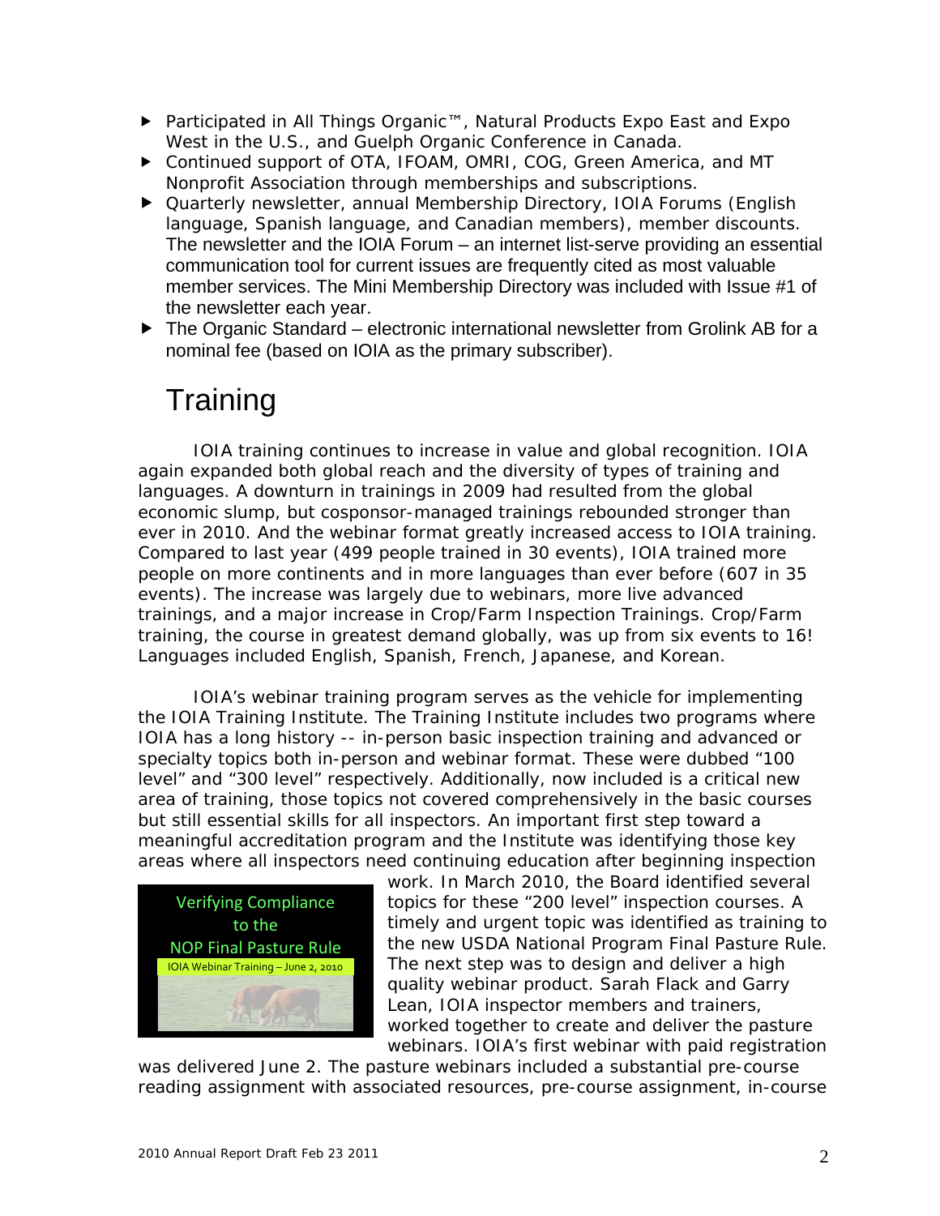- Participated in All Things Organic™, Natural Products Expo East and Expo West in the U.S., and Guelph Organic Conference in Canada.
- Continued support of OTA, IFOAM, OMRI, COG, Green America, and MT Nonprofit Association through memberships and subscriptions.
- Quarterly newsletter, annual Membership Directory, IOIA Forums (English language, Spanish language, and Canadian members), member discounts. The newsletter and the IOIA Forum – an internet list-serve providing an essential communication tool for current issues are frequently cited as most valuable member services. The Mini Membership Directory was included with Issue #1 of the newsletter each year.
- The Organic Standard – electronic international newsletter from Grolink AB for a nominal fee (based on IOIA as the primary subscriber).

# Training

IOIA training continues to increase in value and global recognition. IOIA again expanded both global reach and the diversity of types of training and languages. A downturn in trainings in 2009 had resulted from the global economic slump, but cosponsor-managed trainings rebounded stronger than ever in 2010. And the webinar format greatly increased access to IOIA training. Compared to last year (499 people trained in 30 events), IOIA trained more people on more continents and in more languages than ever before (607 in 35 events). The increase was largely due to webinars, more live advanced trainings, and a major increase in Crop/Farm Inspection Trainings. Crop/Farm training, the course in greatest demand globally, was up from six events to 16! Languages included English, Spanish, French, Japanese, and Korean.

IOIA's webinar training program serves as the vehicle for implementing the IOIA Training Institute. The Training Institute includes two programs where IOIA has a long history -- in-person basic inspection training and advanced or specialty topics both in-person and webinar format. These were dubbed "100 level" and "300 level" respectively. Additionally, now included is a critical new area of training, those topics not covered comprehensively in the basic courses but still essential skills for all inspectors. An important first step toward a meaningful accreditation program and the Institute was identifying those key areas where all inspectors need continuing education after beginning inspection work. In March 2010, the Board identified several topics for these "200 level" inspection courses. A timely and urgent topic was identified as training to the new USDA National Program Final Pasture Rule. The next step was to design and deliver a high quality webinar product. Sarah Flack and Garry Lean, IOIA inspector members and trainers, worked together to create and deliver the pasture webinars. IOIA's first webinar with paid registration was delivered June 2. The pasture webinars included a substantial pre-course reading assignment with associated resources, pre-course assignment, in-course

Verifying Compliance to the NOP Final Pasture Rule

IOIA Webinar Training – June 2, 2010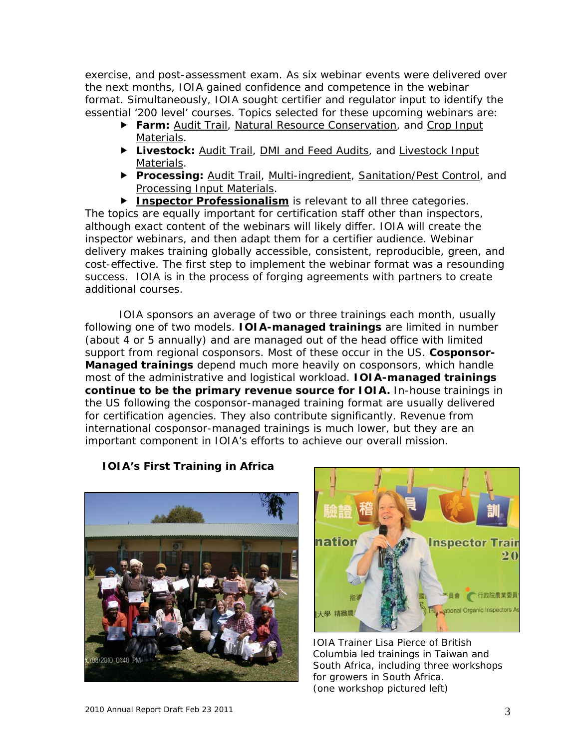exercise, and post-assessment exam. As six webinar events were delivered over the next months, IOIA gained confidence and competence in the webinar format. Simultaneously, IOIA sought certifier and regulator input to identify the essential '200 level' courses. Topics selected for these upcoming webinars are:

- **Farm:** Audit Trail, Natural Resource Conservation, and Crop Input Materials.
- **Livestock:** Audit Trail, DMI and Feed Audits, and Livestock Input Materials.
- **Processing:** Audit Trail, Multi-ingredient, Sanitation/Pest Control, and Processing Input Materials.
- **Inspector Professionalism** is relevant to all three categories.

The topics are equally important for certification staff other than inspectors, although exact content of the webinars will likely differ. IOIA will create the inspector webinars, and then adapt them for a certifier audience. Webinar delivery makes training globally accessible, consistent, reproducible, green, and cost-effective. The first step to implement the webinar format was a resounding success. IOIA is in the process of forging agreements with partners to create additional courses.

IOIA sponsors an average of two or three trainings each month, usually following one of two models. **IOIA-managed trainings** are limited in number (about 4 or 5 annually) and are managed out of the head office with limited support from regional cosponsors. Most of these occur in the US. **Cosponsor-Managed trainings** depend much more heavily on cosponsors, which handle most of the administrative and logistical workload. **IOIA-managed trainings continue to be the primary revenue source for IOIA.** In-house trainings in the US following the cosponsor-managed training format are usually delivered for certification agencies. They also contribute significantly. Revenue from international cosponsor-managed trainings is much lower, but they are an important component in IOIA's efforts to achieve our overall mission.

**IOIA's First Training in Africa**

IOIA Trainer Lisa Pierce of British Columbia led trainings in Taiwan and South Africa, including three workshops for growers in South Africa. (one workshop pictured left)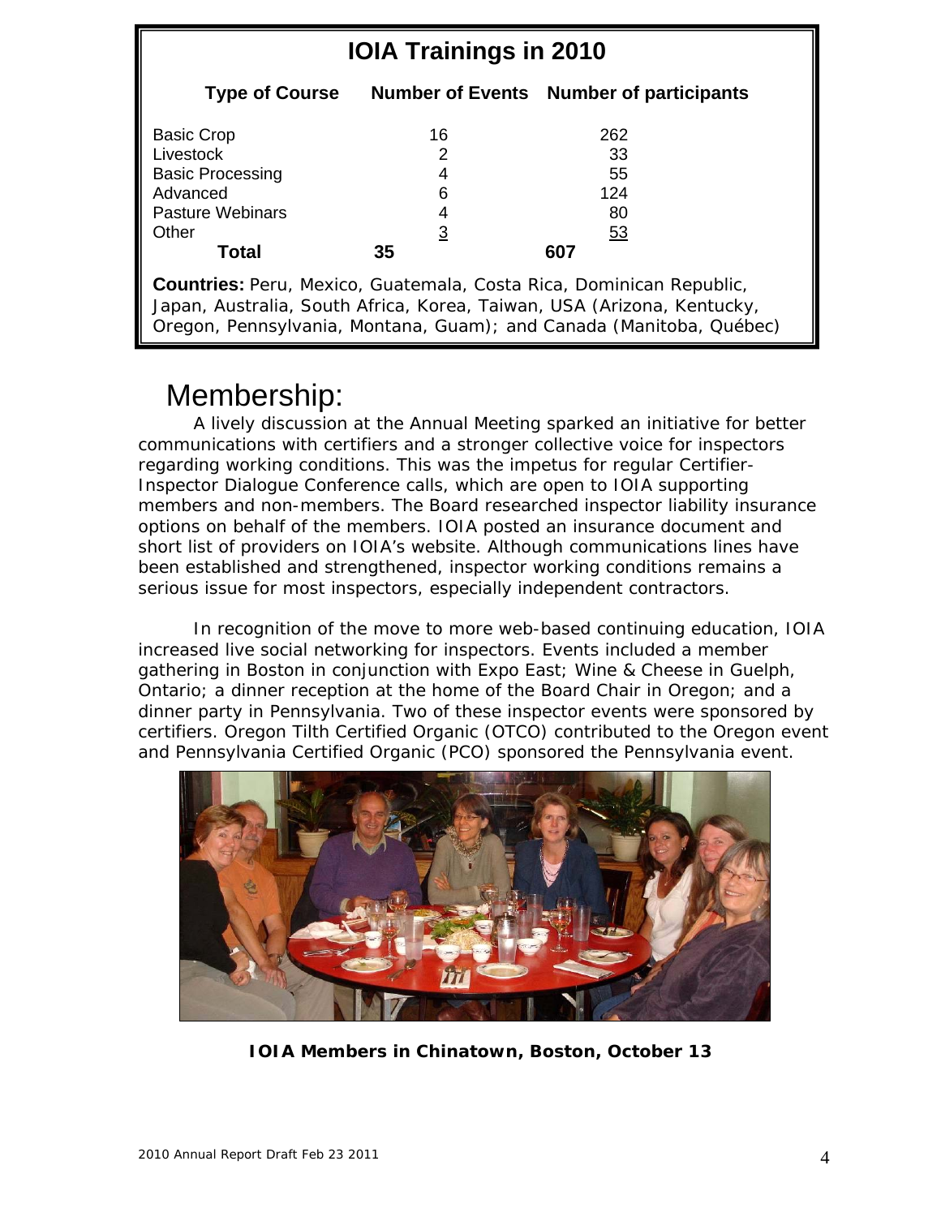## IOIA Trainings in 2010

| Type of Course | Number of Events | Number of participants |
|---|---|---|
| Basic Crop | 16 | 262 |
| Livestock | 2 | 33 |
| Basic Processing | 4 | 55 |
| Advanced | 6 | 124 |
| Pasture Webinars | 4 | 80 |
| Other | 3 | 53 |
| **Total** | **35** | **607** |

**Countries:** Peru, Mexico, Guatemala, Costa Rica, Dominican Republic, Japan, Australia, South Africa, Korea, Taiwan, USA (Arizona, Kentucky, Oregon, Pennsylvania, Montana, Guam); and Canada (Manitoba, Québec)

# Membership:

A lively discussion at the Annual Meeting sparked an initiative for better communications with certifiers and a stronger collective voice for inspectors regarding working conditions. This was the impetus for regular Certifier-Inspector Dialogue Conference calls, which are open to IOIA supporting members and non-members. The Board researched inspector liability insurance options on behalf of the members. IOIA posted an insurance document and short list of providers on IOIA's website. Although communications lines have been established and strengthened, inspector working conditions remains a serious issue for most inspectors, especially independent contractors.

In recognition of the move to more web-based continuing education, IOIA increased live social networking for inspectors. Events included a member gathering in Boston in conjunction with Expo East; Wine & Cheese in Guelph, Ontario; a dinner reception at the home of the Board Chair in Oregon; and a dinner party in Pennsylvania. Two of these inspector events were sponsored by certifiers. Oregon Tilth Certified Organic (OTCO) contributed to the Oregon event and Pennsylvania Certified Organic (PCO) sponsored the Pennsylvania event.

**IOIA Members in Chinatown, Boston, October 13**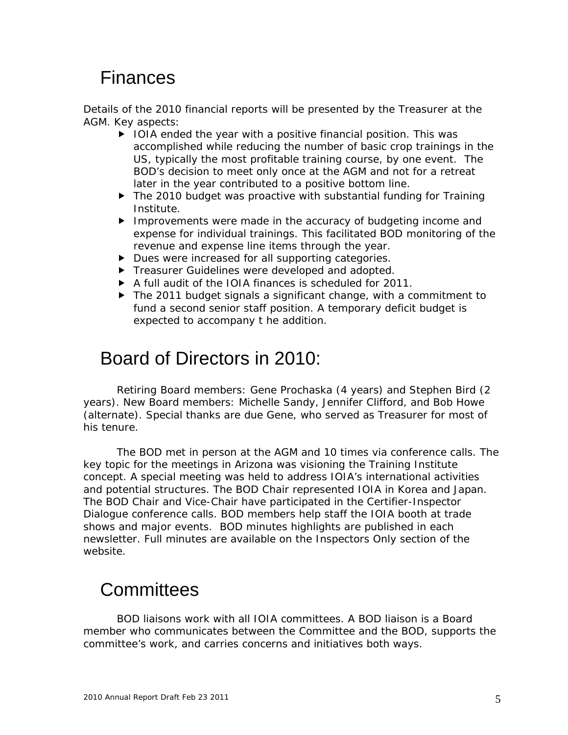# Finances

Details of the 2010 financial reports will be presented by the Treasurer at the AGM. Key aspects:

- IOIA ended the year with a positive financial position. This was accomplished while reducing the number of basic crop trainings in the US, typically the most profitable training course, by one event. The BOD's decision to meet only once at the AGM and not for a retreat later in the year contributed to a positive bottom line.
- The 2010 budget was proactive with substantial funding for Training Institute.
- Improvements were made in the accuracy of budgeting income and expense for individual trainings. This facilitated BOD monitoring of the revenue and expense line items through the year.
- Dues were increased for all supporting categories.
- Treasurer Guidelines were developed and adopted.
- A full audit of the IOIA finances is scheduled for 2011.
- The 2011 budget signals a significant change, with a commitment to fund a second senior staff position. A temporary deficit budget is expected to accompany t he addition.

# Board of Directors in 2010:

Retiring Board members: Gene Prochaska (4 years) and Stephen Bird (2 years). New Board members: Michelle Sandy, Jennifer Clifford, and Bob Howe (alternate). Special thanks are due Gene, who served as Treasurer for most of his tenure.

The BOD met in person at the AGM and 10 times via conference calls. The key topic for the meetings in Arizona was visioning the Training Institute concept. A special meeting was held to address IOIA's international activities and potential structures. The BOD Chair represented IOIA in Korea and Japan. The BOD Chair and Vice-Chair have participated in the Certifier-Inspector Dialogue conference calls. BOD members help staff the IOIA booth at trade shows and major events. BOD minutes highlights are published in each newsletter. Full minutes are available on the Inspectors Only section of the website.

# Committees

BOD liaisons work with all IOIA committees. A BOD liaison is a Board member who communicates between the Committee and the BOD, supports the committee's work, and carries concerns and initiatives both ways.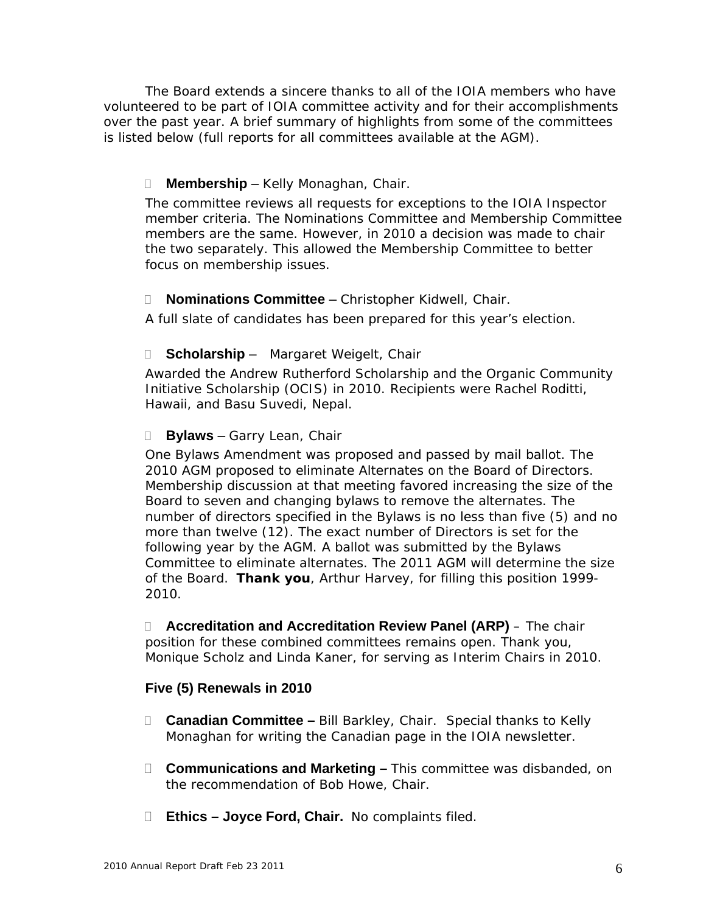The Board extends a sincere thanks to all of the IOIA members who have volunteered to be part of IOIA committee activity and for their accomplishments over the past year. A brief summary of highlights from some of the committees is listed below (full reports for all committees available at the AGM).

- **Membership** – Kelly Monaghan, Chair.

  The committee reviews all requests for exceptions to the IOIA Inspector member criteria. The Nominations Committee and Membership Committee members are the same. However, in 2010 a decision was made to chair the two separately. This allowed the Membership Committee to better focus on membership issues.

- **Nominations Committee** – Christopher Kidwell, Chair.

  A full slate of candidates has been prepared for this year's election.

- **Scholarship** – Margaret Weigelt, Chair

  Awarded the Andrew Rutherford Scholarship and the Organic Community Initiative Scholarship (OCIS) in 2010. Recipients were Rachel Roditti, Hawaii, and Basu Suvedi, Nepal.

- **Bylaws** – Garry Lean, Chair

  One Bylaws Amendment was proposed and passed by mail ballot. The 2010 AGM proposed to eliminate Alternates on the Board of Directors. Membership discussion at that meeting favored increasing the size of the Board to seven and changing bylaws to remove the alternates. The number of directors specified in the Bylaws is no less than five (5) and no more than twelve (12). The exact number of Directors is set for the following year by the AGM. A ballot was submitted by the Bylaws Committee to eliminate alternates. The 2011 AGM will determine the size of the Board. **Thank you**, Arthur Harvey, for filling this position 1999-2010.

- **Accreditation and Accreditation Review Panel (ARP)** – The chair position for these combined committees remains open. Thank you, Monique Scholz and Linda Kaner, for serving as Interim Chairs in 2010.

**Five (5) Renewals in 2010**

- **Canadian Committee –** Bill Barkley, Chair. Special thanks to Kelly Monaghan for writing the Canadian page in the IOIA newsletter.

- **Communications and Marketing –** This committee was disbanded, on the recommendation of Bob Howe, Chair.

- **Ethics – Joyce Ford, Chair.** No complaints filed.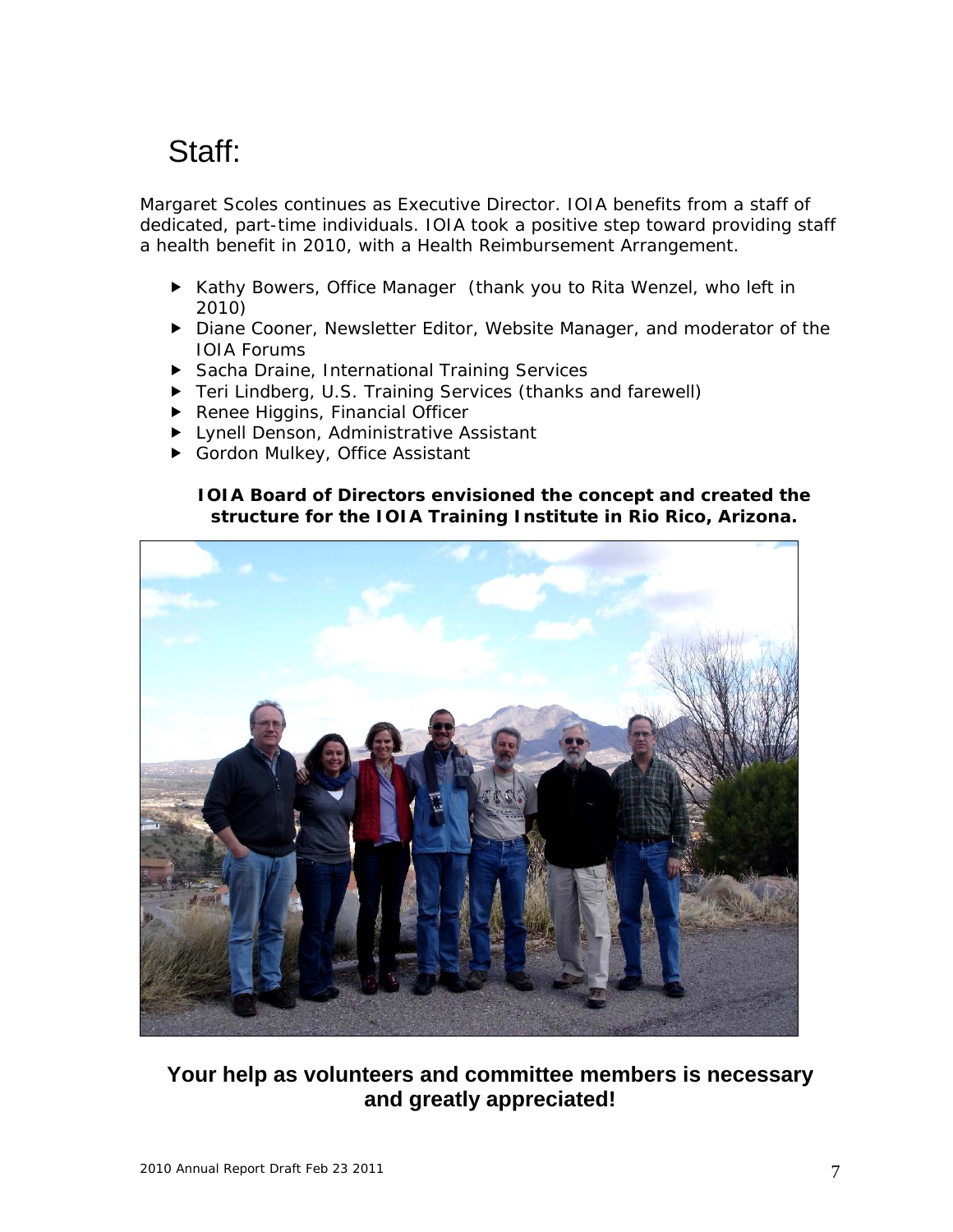# Staff:

Margaret Scoles continues as Executive Director. IOIA benefits from a staff of dedicated, part-time individuals. IOIA took a positive step toward providing staff a health benefit in 2010, with a Health Reimbursement Arrangement.

- Kathy Bowers, Office Manager (thank you to Rita Wenzel, who left in 2010)
- Diane Cooner, Newsletter Editor, Website Manager, and moderator of the IOIA Forums
- Sacha Draine, International Training Services
- Teri Lindberg, U.S. Training Services (thanks and farewell)
- Renee Higgins, Financial Officer
- Lynell Denson, Administrative Assistant
- Gordon Mulkey, Office Assistant

**IOIA Board of Directors envisioned the concept and created the structure for the IOIA Training Institute in Rio Rico, Arizona.**

**Your help as volunteers and committee members is necessary and greatly appreciated!**